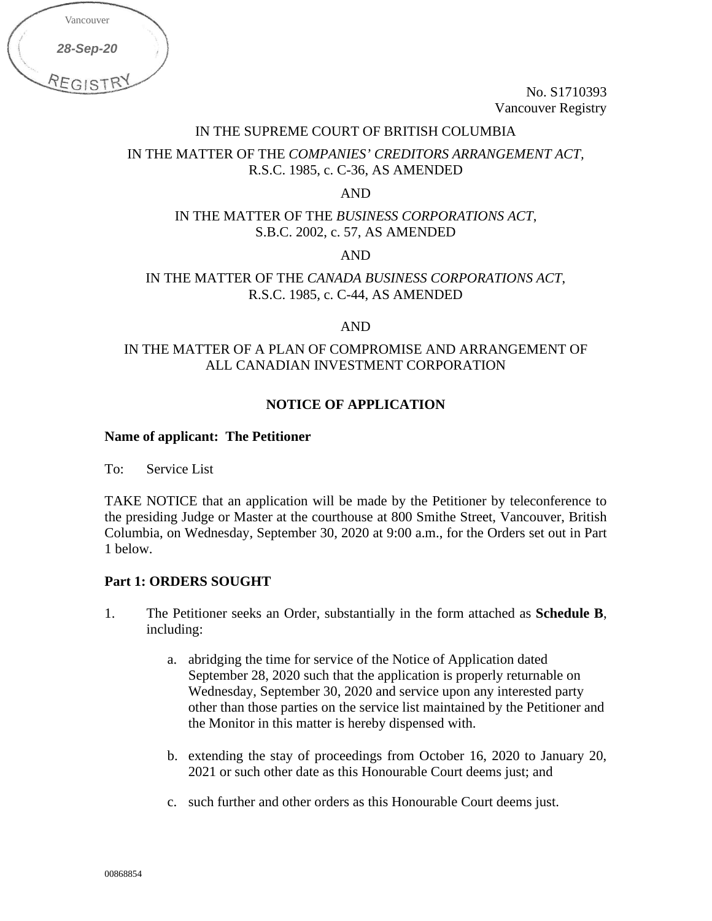Vancouver

28-Sep-20

REGISTRY

No. S1710393
Vancouver Registry

IN THE SUPREME COURT OF BRITISH COLUMBIA

IN THE MATTER OF THE *COMPANIES' CREDITORS ARRANGEMENT ACT*, R.S.C. 1985, c. C-36, AS AMENDED

AND

IN THE MATTER OF THE *BUSINESS CORPORATIONS ACT*, S.B.C. 2002, c. 57, AS AMENDED

AND

IN THE MATTER OF THE *CANADA BUSINESS CORPORATIONS ACT*, R.S.C. 1985, c. C-44, AS AMENDED

AND

IN THE MATTER OF A PLAN OF COMPROMISE AND ARRANGEMENT OF ALL CANADIAN INVESTMENT CORPORATION

## NOTICE OF APPLICATION

**Name of applicant: The Petitioner**

To: Service List

TAKE NOTICE that an application will be made by the Petitioner by teleconference to the presiding Judge or Master at the courthouse at 800 Smithe Street, Vancouver, British Columbia, on Wednesday, September 30, 2020 at 9:00 a.m., for the Orders set out in Part 1 below.

### Part 1: ORDERS SOUGHT

1. The Petitioner seeks an Order, substantially in the form attached as **Schedule B**, including:

    a. abridging the time for service of the Notice of Application dated September 28, 2020 such that the application is properly returnable on Wednesday, September 30, 2020 and service upon any interested party other than those parties on the service list maintained by the Petitioner and the Monitor in this matter is hereby dispensed with.

    b. extending the stay of proceedings from October 16, 2020 to January 20, 2021 or such other date as this Honourable Court deems just; and

    c. such further and other orders as this Honourable Court deems just.

00868854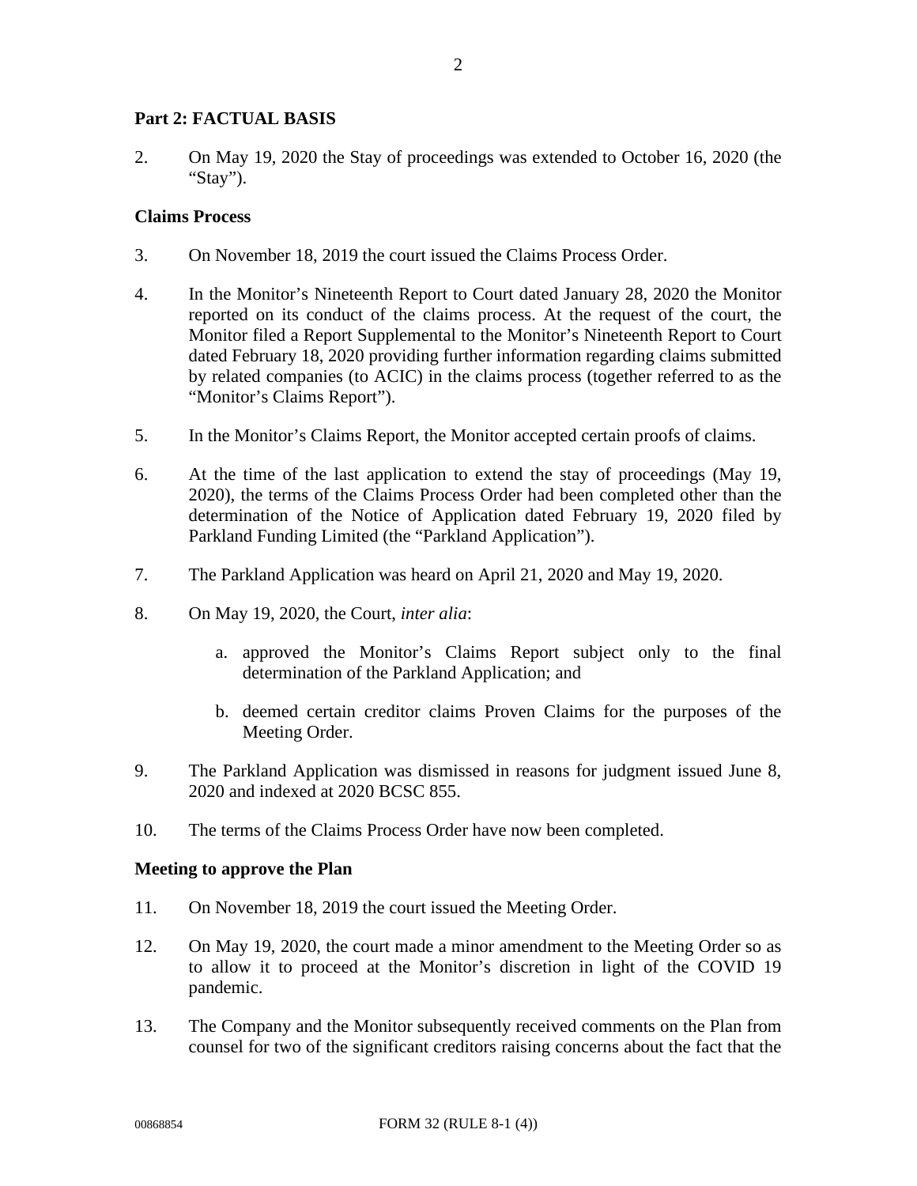## Part 2: FACTUAL BASIS

2. On May 19, 2020 the Stay of proceedings was extended to October 16, 2020 (the "Stay").

### Claims Process

3. On November 18, 2019 the court issued the Claims Process Order.

4. In the Monitor's Nineteenth Report to Court dated January 28, 2020 the Monitor reported on its conduct of the claims process. At the request of the court, the Monitor filed a Report Supplemental to the Monitor's Nineteenth Report to Court dated February 18, 2020 providing further information regarding claims submitted by related companies (to ACIC) in the claims process (together referred to as the "Monitor's Claims Report").

5. In the Monitor's Claims Report, the Monitor accepted certain proofs of claims.

6. At the time of the last application to extend the stay of proceedings (May 19, 2020), the terms of the Claims Process Order had been completed other than the determination of the Notice of Application dated February 19, 2020 filed by Parkland Funding Limited (the "Parkland Application").

7. The Parkland Application was heard on April 21, 2020 and May 19, 2020.

8. On May 19, 2020, the Court, *inter alia*:

    a. approved the Monitor's Claims Report subject only to the final determination of the Parkland Application; and

    b. deemed certain creditor claims Proven Claims for the purposes of the Meeting Order.

9. The Parkland Application was dismissed in reasons for judgment issued June 8, 2020 and indexed at 2020 BCSC 855.

10. The terms of the Claims Process Order have now been completed.

### Meeting to approve the Plan

11. On November 18, 2019 the court issued the Meeting Order.

12. On May 19, 2020, the court made a minor amendment to the Meeting Order so as to allow it to proceed at the Monitor's discretion in light of the COVID 19 pandemic.

13. The Company and the Monitor subsequently received comments on the Plan from counsel for two of the significant creditors raising concerns about the fact that the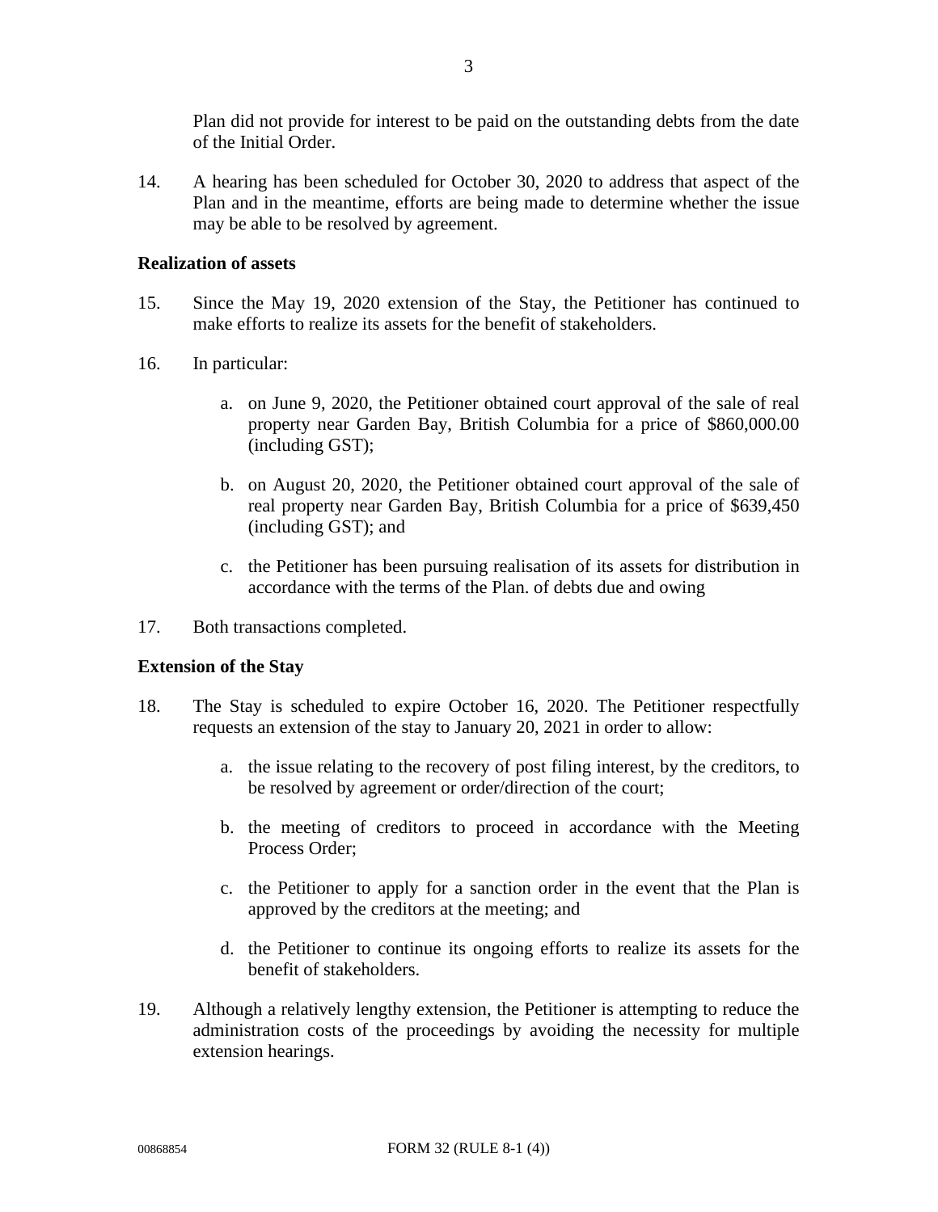Plan did not provide for interest to be paid on the outstanding debts from the date of the Initial Order.

14. A hearing has been scheduled for October 30, 2020 to address that aspect of the Plan and in the meantime, efforts are being made to determine whether the issue may be able to be resolved by agreement.

**Realization of assets**

15. Since the May 19, 2020 extension of the Stay, the Petitioner has continued to make efforts to realize its assets for the benefit of stakeholders.

16. In particular:

    a. on June 9, 2020, the Petitioner obtained court approval of the sale of real property near Garden Bay, British Columbia for a price of $860,000.00 (including GST);

    b. on August 20, 2020, the Petitioner obtained court approval of the sale of real property near Garden Bay, British Columbia for a price of $639,450 (including GST); and

    c. the Petitioner has been pursuing realisation of its assets for distribution in accordance with the terms of the Plan. of debts due and owing

17. Both transactions completed.

**Extension of the Stay**

18. The Stay is scheduled to expire October 16, 2020. The Petitioner respectfully requests an extension of the stay to January 20, 2021 in order to allow:

    a. the issue relating to the recovery of post filing interest, by the creditors, to be resolved by agreement or order/direction of the court;

    b. the meeting of creditors to proceed in accordance with the Meeting Process Order;

    c. the Petitioner to apply for a sanction order in the event that the Plan is approved by the creditors at the meeting; and

    d. the Petitioner to continue its ongoing efforts to realize its assets for the benefit of stakeholders.

19. Although a relatively lengthy extension, the Petitioner is attempting to reduce the administration costs of the proceedings by avoiding the necessity for multiple extension hearings.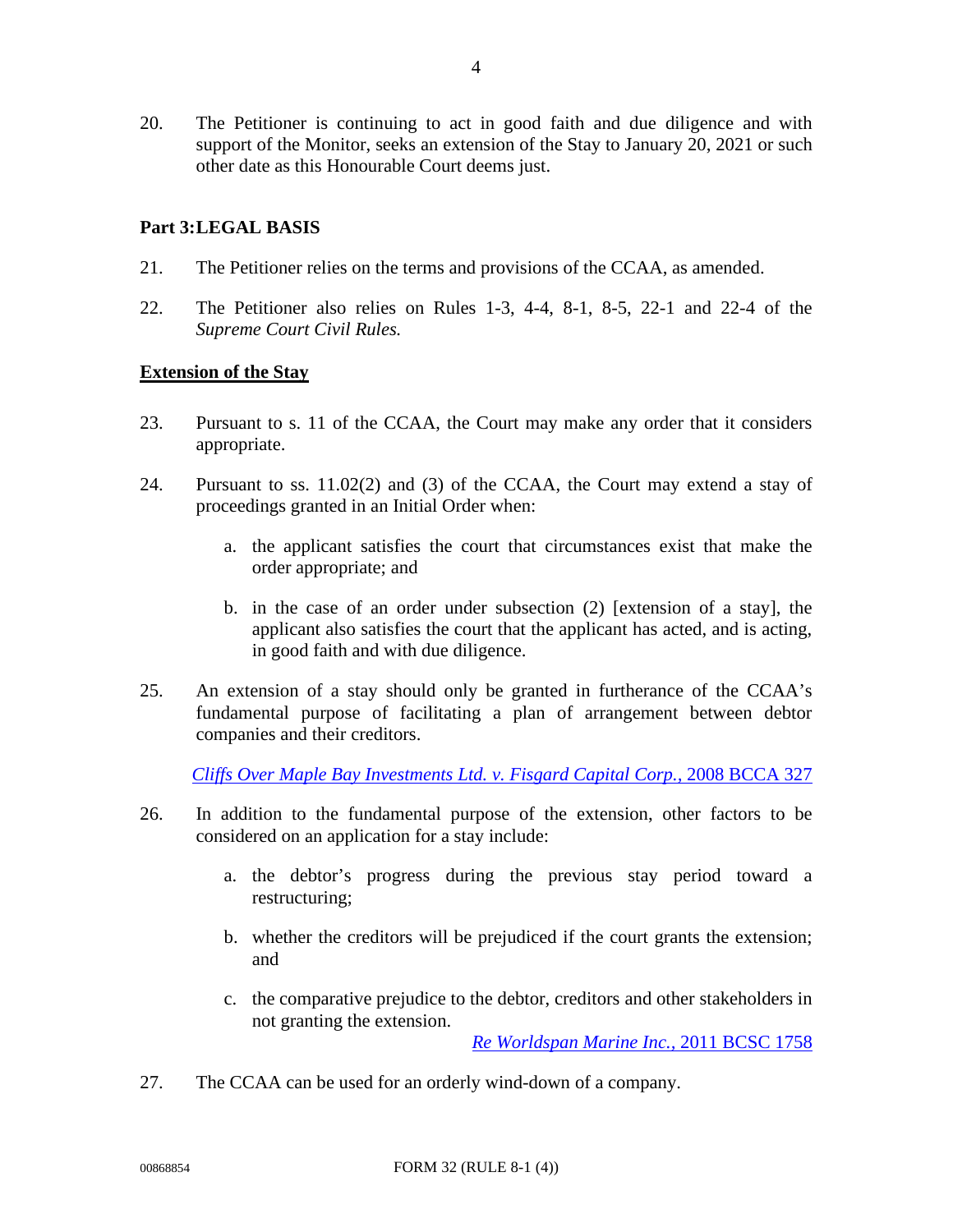20. The Petitioner is continuing to act in good faith and due diligence and with support of the Monitor, seeks an extension of the Stay to January 20, 2021 or such other date as this Honourable Court deems just.

## Part 3: LEGAL BASIS

21. The Petitioner relies on the terms and provisions of the CCAA, as amended.

22. The Petitioner also relies on Rules 1-3, 4-4, 8-1, 8-5, 22-1 and 22-4 of the *Supreme Court Civil Rules.*

### Extension of the Stay

23. Pursuant to s. 11 of the CCAA, the Court may make any order that it considers appropriate.

24. Pursuant to ss. 11.02(2) and (3) of the CCAA, the Court may extend a stay of proceedings granted in an Initial Order when:

    a. the applicant satisfies the court that circumstances exist that make the order appropriate; and

    b. in the case of an order under subsection (2) [extension of a stay], the applicant also satisfies the court that the applicant has acted, and is acting, in good faith and with due diligence.

25. An extension of a stay should only be granted in furtherance of the CCAA's fundamental purpose of facilitating a plan of arrangement between debtor companies and their creditors.

    *Cliffs Over Maple Bay Investments Ltd. v. Fisgard Capital Corp.*, 2008 BCCA 327

26. In addition to the fundamental purpose of the extension, other factors to be considered on an application for a stay include:

    a. the debtor's progress during the previous stay period toward a restructuring;

    b. whether the creditors will be prejudiced if the court grants the extension; and

    c. the comparative prejudice to the debtor, creditors and other stakeholders in not granting the extension.

    *Re Worldspan Marine Inc.*, 2011 BCSC 1758

27. The CCAA can be used for an orderly wind-down of a company.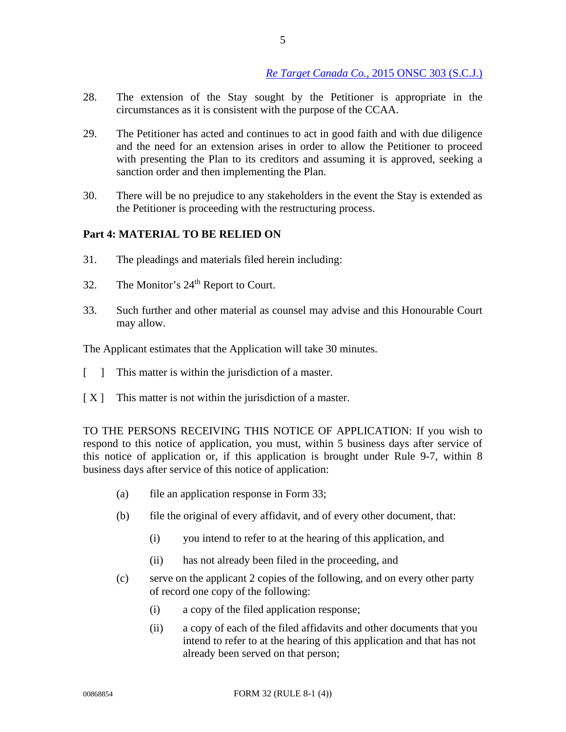[*Re Target Canada Co.*, 2015 ONSC 303 (S.C.J.)]

28. The extension of the Stay sought by the Petitioner is appropriate in the circumstances as it is consistent with the purpose of the CCAA.

29. The Petitioner has acted and continues to act in good faith and with due diligence and the need for an extension arises in order to allow the Petitioner to proceed with presenting the Plan to its creditors and assuming it is approved, seeking a sanction order and then implementing the Plan.

30. There will be no prejudice to any stakeholders in the event the Stay is extended as the Petitioner is proceeding with the restructuring process.

**Part 4: MATERIAL TO BE RELIED ON**

31. The pleadings and materials filed herein including:

32. The Monitor's 24th Report to Court.

33. Such further and other material as counsel may advise and this Honourable Court may allow.

The Applicant estimates that the Application will take 30 minutes.

[ ] This matter is within the jurisdiction of a master.

[ X ] This matter is not within the jurisdiction of a master.

TO THE PERSONS RECEIVING THIS NOTICE OF APPLICATION: If you wish to respond to this notice of application, you must, within 5 business days after service of this notice of application or, if this application is brought under Rule 9-7, within 8 business days after service of this notice of application:

(a) file an application response in Form 33;

(b) file the original of every affidavit, and of every other document, that:

 (i) you intend to refer to at the hearing of this application, and

 (ii) has not already been filed in the proceeding, and

(c) serve on the applicant 2 copies of the following, and on every other party of record one copy of the following:

 (i) a copy of the filed application response;

 (ii) a copy of each of the filed affidavits and other documents that you intend to refer to at the hearing of this application and that has not already been served on that person;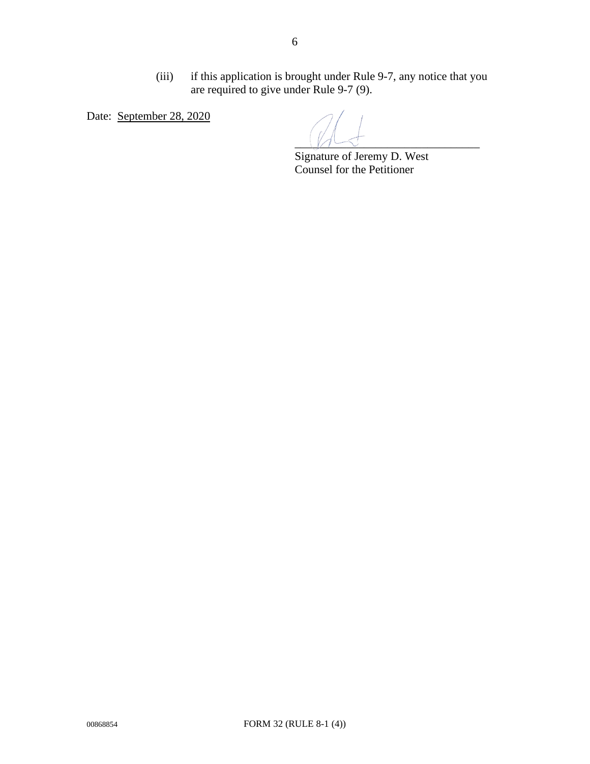(iii) if this application is brought under Rule 9-7, any notice that you are required to give under Rule 9-7 (9).

Date: September 28, 2020

Signature of Jeremy D. West
Counsel for the Petitioner

00868854 FORM 32 (RULE 8-1 (4))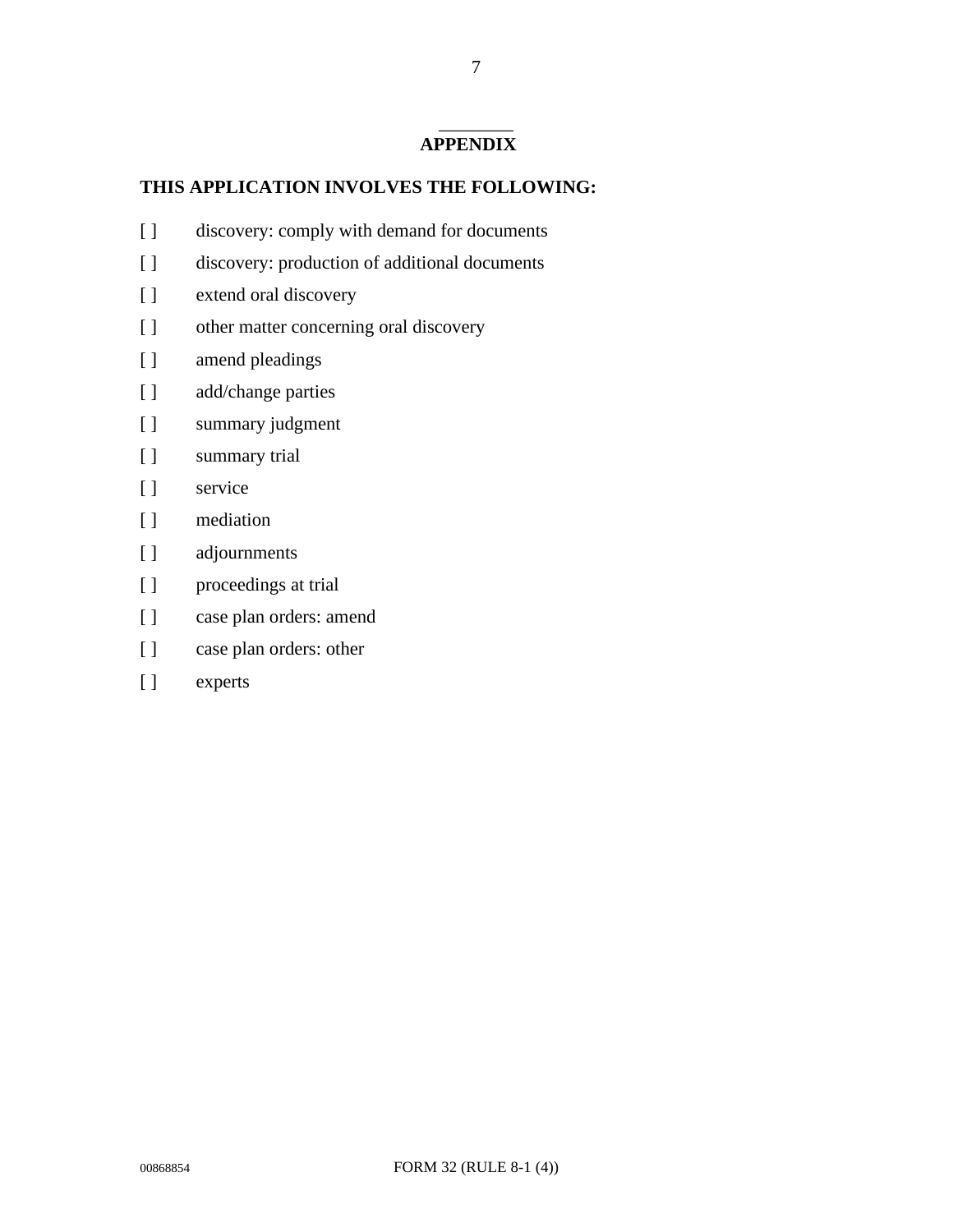## APPENDIX

**THIS APPLICATION INVOLVES THE FOLLOWING:**

[ ] discovery: comply with demand for documents

[ ] discovery: production of additional documents

[ ] extend oral discovery

[ ] other matter concerning oral discovery

[ ] amend pleadings

[ ] add/change parties

[ ] summary judgment

[ ] summary trial

[ ] service

[ ] mediation

[ ] adjournments

[ ] proceedings at trial

[ ] case plan orders: amend

[ ] case plan orders: other

[ ] experts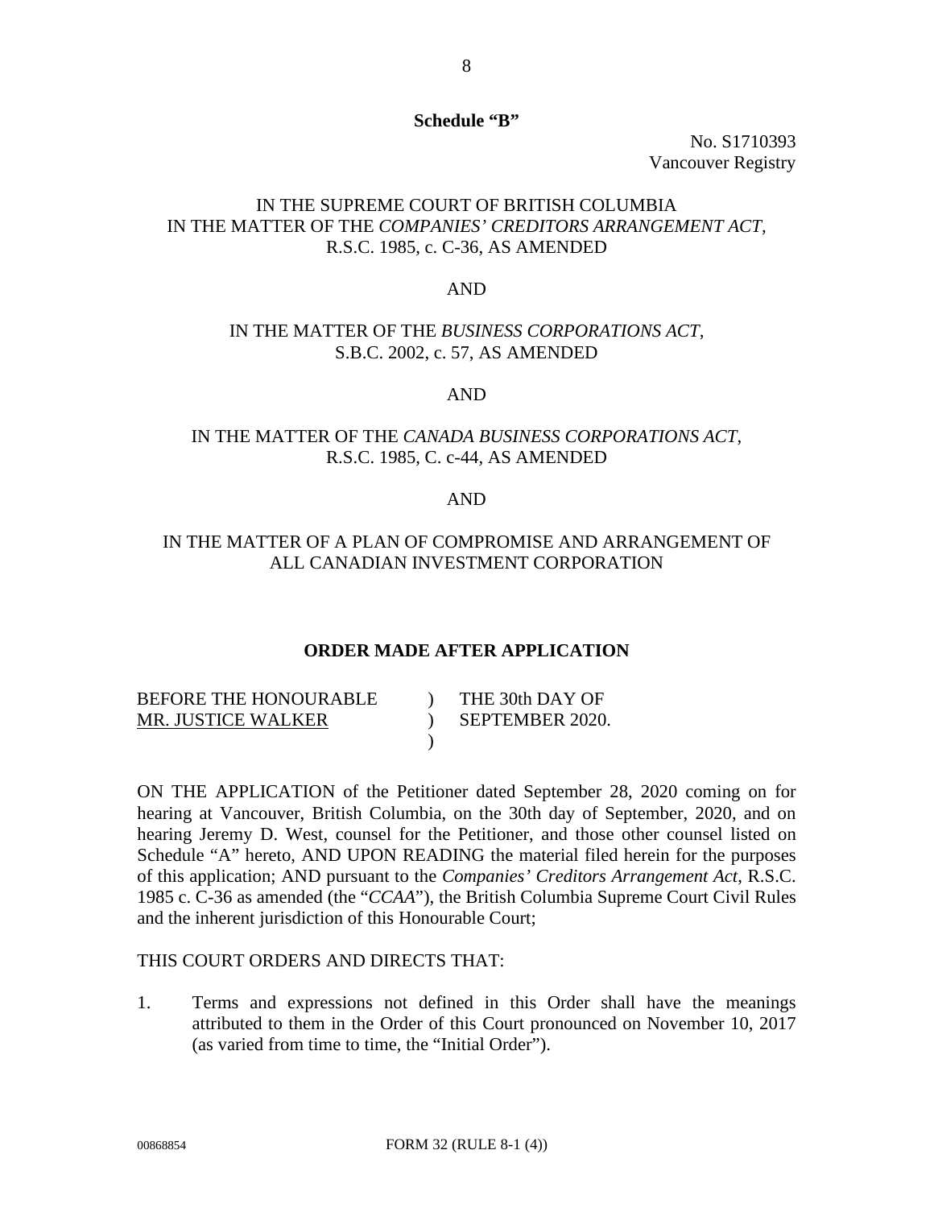**Schedule "B"**

No. S1710393
Vancouver Registry

IN THE SUPREME COURT OF BRITISH COLUMBIA
IN THE MATTER OF THE *COMPANIES' CREDITORS ARRANGEMENT ACT*,
R.S.C. 1985, c. C-36, AS AMENDED

AND

IN THE MATTER OF THE *BUSINESS CORPORATIONS ACT*,
S.B.C. 2002, c. 57, AS AMENDED

AND

IN THE MATTER OF THE *CANADA BUSINESS CORPORATIONS ACT*,
R.S.C. 1985, C. c-44, AS AMENDED

AND

IN THE MATTER OF A PLAN OF COMPROMISE AND ARRANGEMENT OF
ALL CANADIAN INVESTMENT CORPORATION

**ORDER MADE AFTER APPLICATION**

| BEFORE THE HONOURABLE | ) | THE 30th DAY OF |
|---|---|---|
| MR. JUSTICE WALKER | ) | SEPTEMBER 2020. |
| | ) | |

ON THE APPLICATION of the Petitioner dated September 28, 2020 coming on for hearing at Vancouver, British Columbia, on the 30th day of September, 2020, and on hearing Jeremy D. West, counsel for the Petitioner, and those other counsel listed on Schedule "A" hereto, AND UPON READING the material filed herein for the purposes of this application; AND pursuant to the *Companies' Creditors Arrangement Act*, R.S.C. 1985 c. C-36 as amended (the "*CCAA*"), the British Columbia Supreme Court Civil Rules and the inherent jurisdiction of this Honourable Court;

THIS COURT ORDERS AND DIRECTS THAT:

1. Terms and expressions not defined in this Order shall have the meanings attributed to them in the Order of this Court pronounced on November 10, 2017 (as varied from time to time, the "Initial Order").

00868854 FORM 32 (RULE 8-1 (4))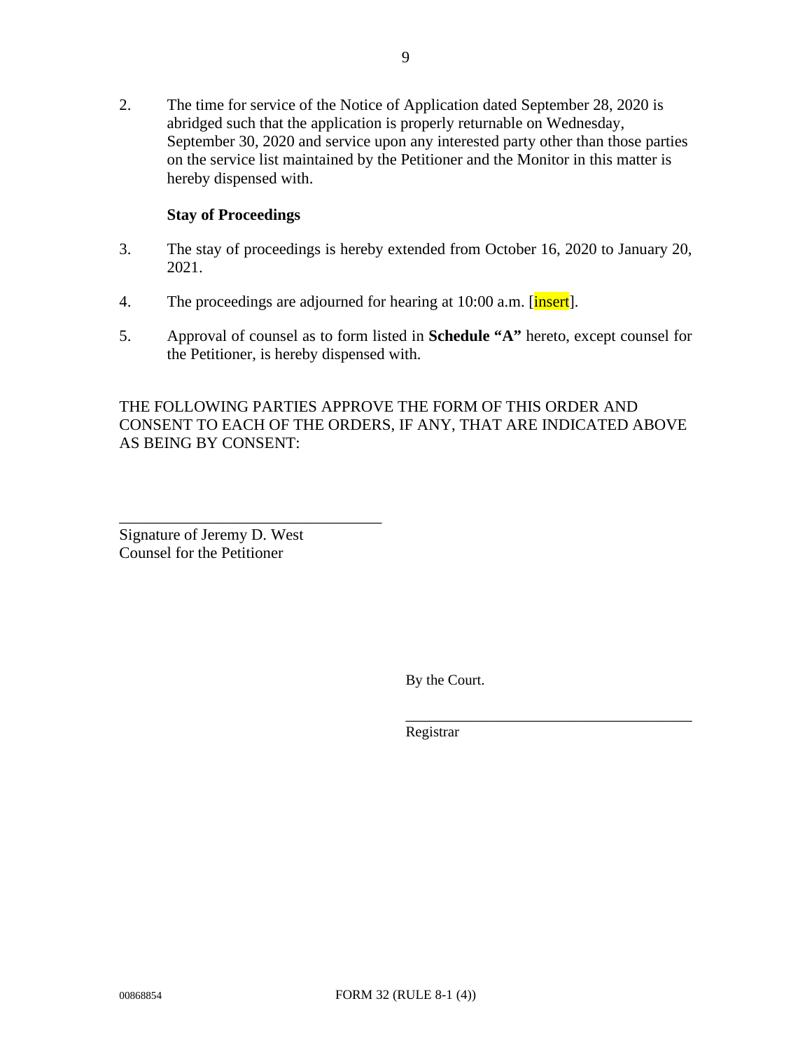2. The time for service of the Notice of Application dated September 28, 2020 is abridged such that the application is properly returnable on Wednesday, September 30, 2020 and service upon any interested party other than those parties on the service list maintained by the Petitioner and the Monitor in this matter is hereby dispensed with.

**Stay of Proceedings**

3. The stay of proceedings is hereby extended from October 16, 2020 to January 20, 2021.

4. The proceedings are adjourned for hearing at 10:00 a.m. [insert].

5. Approval of counsel as to form listed in **Schedule "A"** hereto, except counsel for the Petitioner, is hereby dispensed with.

THE FOLLOWING PARTIES APPROVE THE FORM OF THIS ORDER AND CONSENT TO EACH OF THE ORDERS, IF ANY, THAT ARE INDICATED ABOVE AS BEING BY CONSENT:

\_\_\_\_\_\_\_\_\_\_\_\_\_\_\_\_\_\_\_\_\_\_\_\_\_\_\_\_\_\_\_\_\_\_\_
Signature of Jeremy D. West
Counsel for the Petitioner

By the Court.

\_\_\_\_\_\_\_\_\_\_\_\_\_\_\_\_\_\_\_\_\_\_\_\_\_\_\_\_\_\_\_\_\_\_\_\_\_\_\_
Registrar

00868854 FORM 32 (RULE 8-1 (4))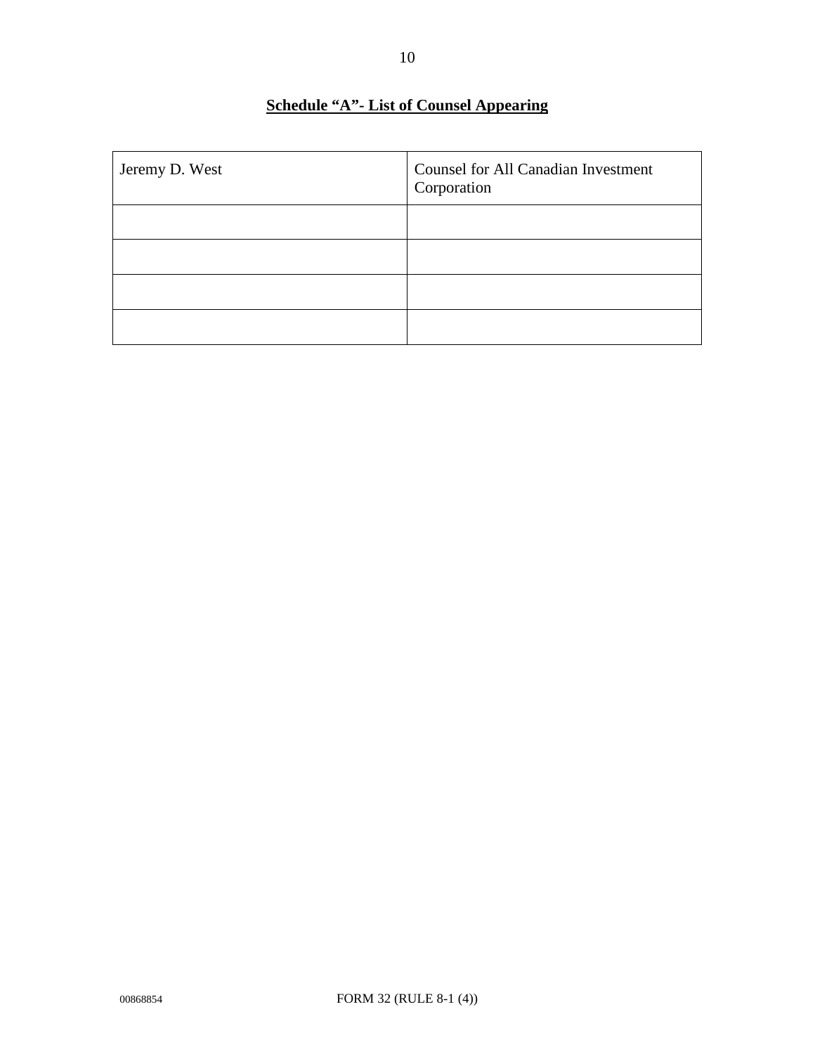**Schedule "A"- List of Counsel Appearing**

| | |
|---|---|
| Jeremy D. West | Counsel for All Canadian Investment Corporation |
| | |
| | |
| | |
| | |

00868854 FORM 32 (RULE 8-1 (4))